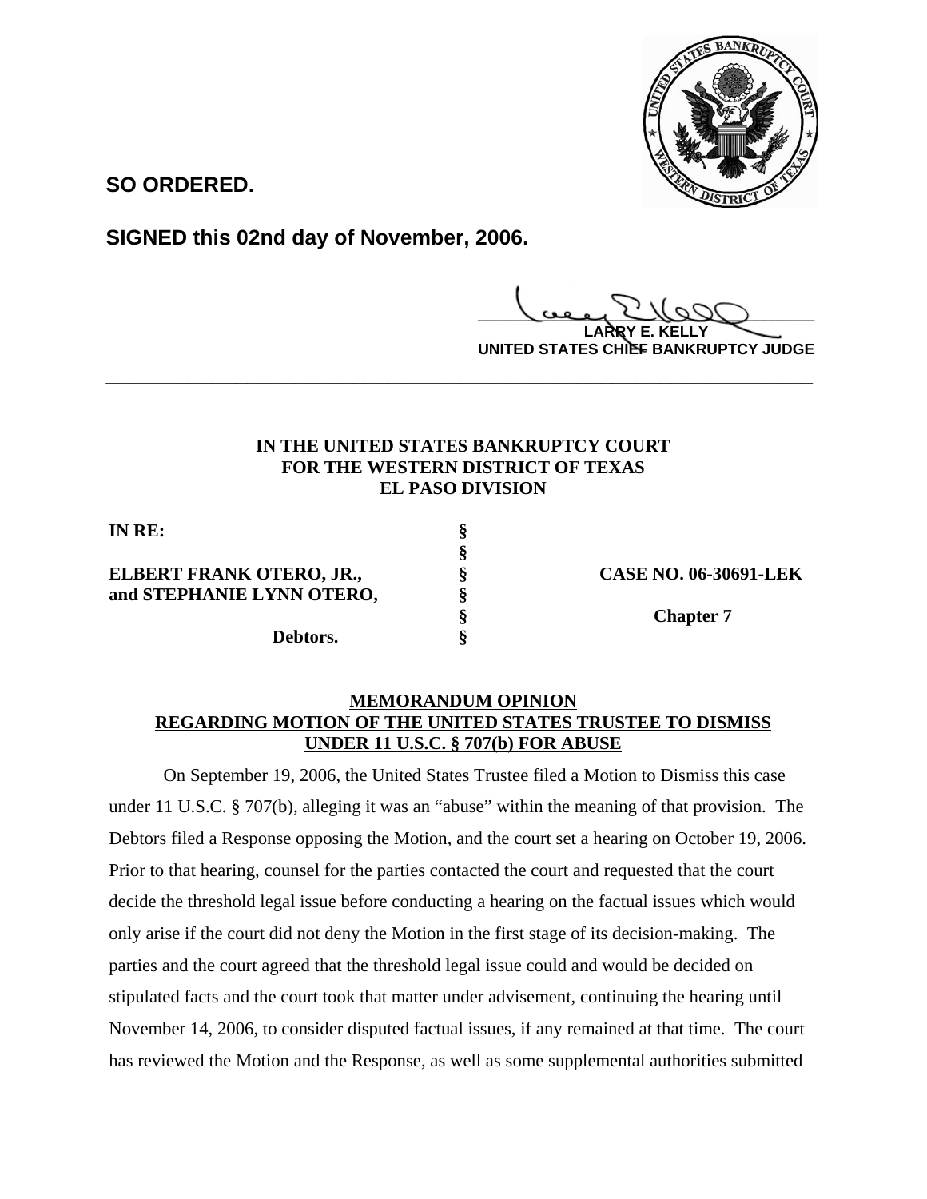**SO ORDERED.**

**SIGNED this 02nd day of November, 2006.**

**LARRY E. KELLY**
**UNITED STATES CHIEF BANKRUPTCY JUDGE**

---

**IN THE UNITED STATES BANKRUPTCY COURT**
**FOR THE WESTERN DISTRICT OF TEXAS**
**EL PASO DIVISION**

| | | |
|---|---|---|
| **IN RE:** | § | |
| | § | |
| **ELBERT FRANK OTERO, JR.,** | § | **CASE NO. 06-30691-LEK** |
| **and STEPHANIE LYNN OTERO,** | § | |
| | § | **Chapter 7** |
| **Debtors.** | § | |

**MEMORANDUM OPINION**
**REGARDING MOTION OF THE UNITED STATES TRUSTEE TO DISMISS**
**UNDER 11 U.S.C. § 707(b) FOR ABUSE**

On September 19, 2006, the United States Trustee filed a Motion to Dismiss this case under 11 U.S.C. § 707(b), alleging it was an "abuse" within the meaning of that provision. The Debtors filed a Response opposing the Motion, and the court set a hearing on October 19, 2006. Prior to that hearing, counsel for the parties contacted the court and requested that the court decide the threshold legal issue before conducting a hearing on the factual issues which would only arise if the court did not deny the Motion in the first stage of its decision-making. The parties and the court agreed that the threshold legal issue could and would be decided on stipulated facts and the court took that matter under advisement, continuing the hearing until November 14, 2006, to consider disputed factual issues, if any remained at that time. The court has reviewed the Motion and the Response, as well as some supplemental authorities submitted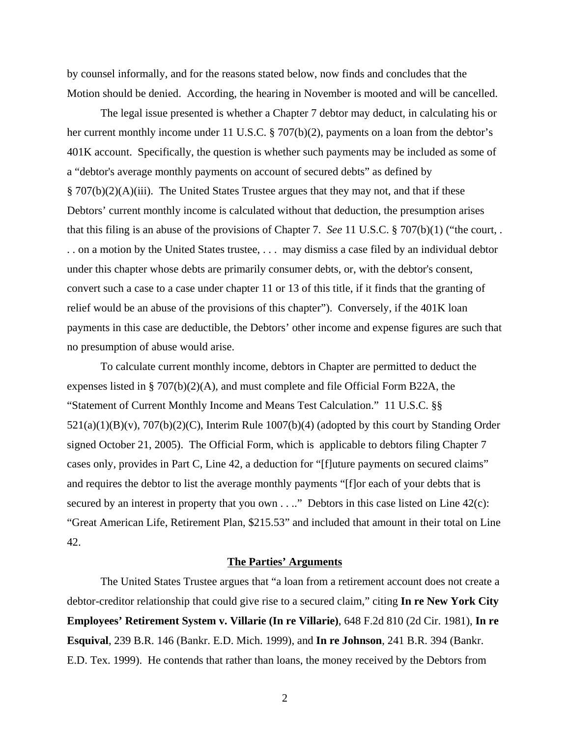by counsel informally, and for the reasons stated below, now finds and concludes that the Motion should be denied. According, the hearing in November is mooted and will be cancelled.

The legal issue presented is whether a Chapter 7 debtor may deduct, in calculating his or her current monthly income under 11 U.S.C. § 707(b)(2), payments on a loan from the debtor's 401K account. Specifically, the question is whether such payments may be included as some of a "debtor's average monthly payments on account of secured debts" as defined by § 707(b)(2)(A)(iii). The United States Trustee argues that they may not, and that if these Debtors' current monthly income is calculated without that deduction, the presumption arises that this filing is an abuse of the provisions of Chapter 7. *See* 11 U.S.C. § 707(b)(1) ("the court, . . . on a motion by the United States trustee, . . . may dismiss a case filed by an individual debtor under this chapter whose debts are primarily consumer debts, or, with the debtor's consent, convert such a case to a case under chapter 11 or 13 of this title, if it finds that the granting of relief would be an abuse of the provisions of this chapter"). Conversely, if the 401K loan payments in this case are deductible, the Debtors' other income and expense figures are such that no presumption of abuse would arise.

To calculate current monthly income, debtors in Chapter are permitted to deduct the expenses listed in § 707(b)(2)(A), and must complete and file Official Form B22A, the "Statement of Current Monthly Income and Means Test Calculation." 11 U.S.C. §§ 521(a)(1)(B)(v), 707(b)(2)(C), Interim Rule 1007(b)(4) (adopted by this court by Standing Order signed October 21, 2005). The Official Form, which is applicable to debtors filing Chapter 7 cases only, provides in Part C, Line 42, a deduction for "[f]uture payments on secured claims" and requires the debtor to list the average monthly payments "[f]or each of your debts that is secured by an interest in property that you own . . .." Debtors in this case listed on Line 42(c): "Great American Life, Retirement Plan, $215.53" and included that amount in their total on Line 42.

## The Parties' Arguments

The United States Trustee argues that "a loan from a retirement account does not create a debtor-creditor relationship that could give rise to a secured claim," citing **In re New York City Employees' Retirement System v. Villarie (In re Villarie)**, 648 F.2d 810 (2d Cir. 1981), **In re Esquival**, 239 B.R. 146 (Bankr. E.D. Mich. 1999), and **In re Johnson**, 241 B.R. 394 (Bankr. E.D. Tex. 1999). He contends that rather than loans, the money received by the Debtors from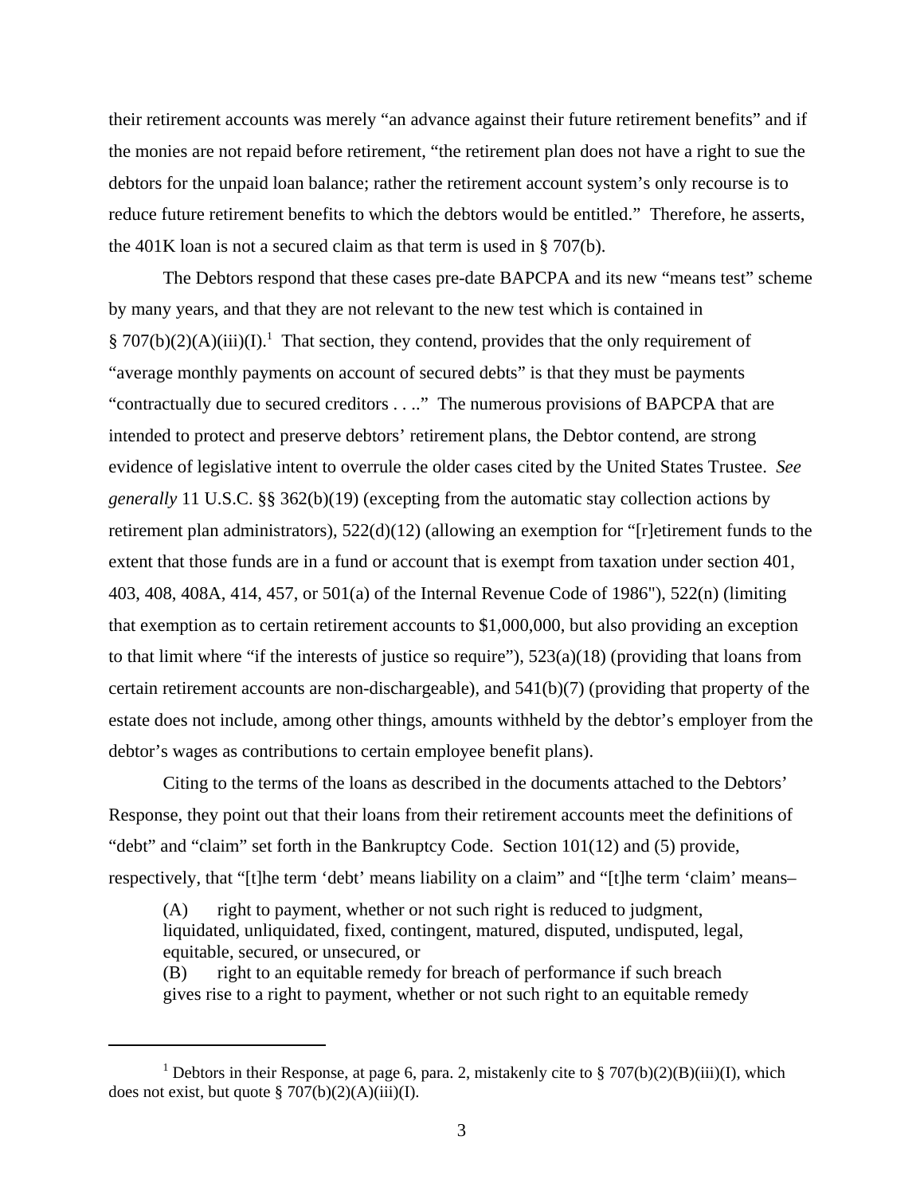their retirement accounts was merely "an advance against their future retirement benefits" and if the monies are not repaid before retirement, "the retirement plan does not have a right to sue the debtors for the unpaid loan balance; rather the retirement account system's only recourse is to reduce future retirement benefits to which the debtors would be entitled." Therefore, he asserts, the 401K loan is not a secured claim as that term is used in § 707(b).

The Debtors respond that these cases pre-date BAPCPA and its new "means test" scheme by many years, and that they are not relevant to the new test which is contained in § 707(b)(2)(A)(iii)(I).[1] That section, they contend, provides that the only requirement of "average monthly payments on account of secured debts" is that they must be payments "contractually due to secured creditors . . .." The numerous provisions of BAPCPA that are intended to protect and preserve debtors' retirement plans, the Debtor contend, are strong evidence of legislative intent to overrule the older cases cited by the United States Trustee. *See generally* 11 U.S.C. §§ 362(b)(19) (excepting from the automatic stay collection actions by retirement plan administrators), 522(d)(12) (allowing an exemption for "[r]etirement funds to the extent that those funds are in a fund or account that is exempt from taxation under section 401, 403, 408, 408A, 414, 457, or 501(a) of the Internal Revenue Code of 1986"), 522(n) (limiting that exemption as to certain retirement accounts to $1,000,000, but also providing an exception to that limit where "if the interests of justice so require"), 523(a)(18) (providing that loans from certain retirement accounts are non-dischargeable), and 541(b)(7) (providing that property of the estate does not include, among other things, amounts withheld by the debtor's employer from the debtor's wages as contributions to certain employee benefit plans).

Citing to the terms of the loans as described in the documents attached to the Debtors' Response, they point out that their loans from their retirement accounts meet the definitions of "debt" and "claim" set forth in the Bankruptcy Code. Section 101(12) and (5) provide, respectively, that "[t]he term 'debt' means liability on a claim" and "[t]he term 'claim' means–

> (A) right to payment, whether or not such right is reduced to judgment, liquidated, unliquidated, fixed, contingent, matured, disputed, undisputed, legal, equitable, secured, or unsecured, or
> (B) right to an equitable remedy for breach of performance if such breach gives rise to a right to payment, whether or not such right to an equitable remedy

[1] Debtors in their Response, at page 6, para. 2, mistakenly cite to § 707(b)(2)(B)(iii)(I), which does not exist, but quote § 707(b)(2)(A)(iii)(I).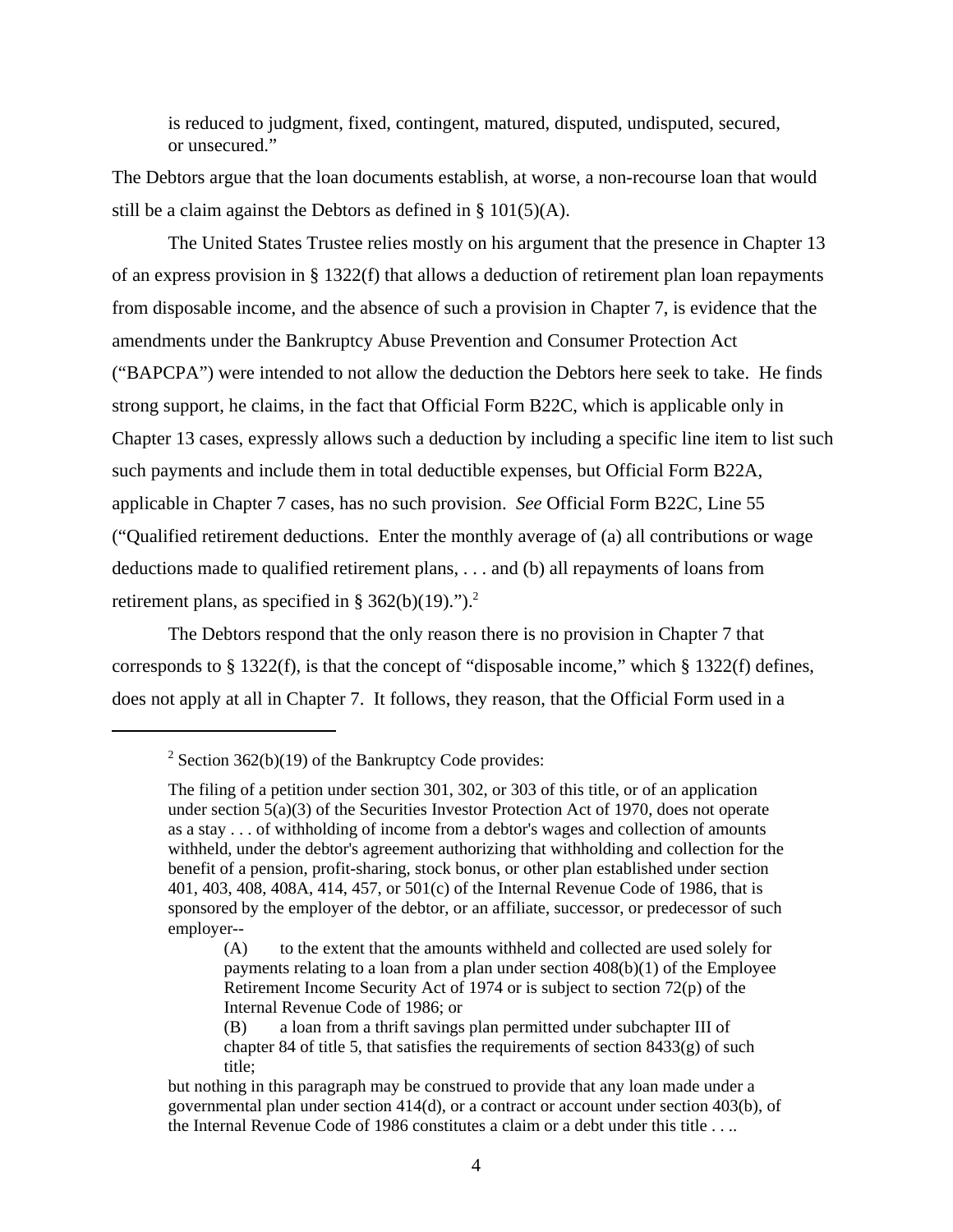is reduced to judgment, fixed, contingent, matured, disputed, undisputed, secured, or unsecured."

The Debtors argue that the loan documents establish, at worse, a non-recourse loan that would still be a claim against the Debtors as defined in § 101(5)(A).

The United States Trustee relies mostly on his argument that the presence in Chapter 13 of an express provision in § 1322(f) that allows a deduction of retirement plan loan repayments from disposable income, and the absence of such a provision in Chapter 7, is evidence that the amendments under the Bankruptcy Abuse Prevention and Consumer Protection Act ("BAPCPA") were intended to not allow the deduction the Debtors here seek to take. He finds strong support, he claims, in the fact that Official Form B22C, which is applicable only in Chapter 13 cases, expressly allows such a deduction by including a specific line item to list such such payments and include them in total deductible expenses, but Official Form B22A, applicable in Chapter 7 cases, has no such provision. *See* Official Form B22C, Line 55 ("Qualified retirement deductions. Enter the monthly average of (a) all contributions or wage deductions made to qualified retirement plans, . . . and (b) all repayments of loans from retirement plans, as specified in § 362(b)(19).").[2]

The Debtors respond that the only reason there is no provision in Chapter 7 that corresponds to § 1322(f), is that the concept of "disposable income," which § 1322(f) defines, does not apply at all in Chapter 7. It follows, they reason, that the Official Form used in a

---

[2] Section 362(b)(19) of the Bankruptcy Code provides:

> The filing of a petition under section 301, 302, or 303 of this title, or of an application under section 5(a)(3) of the Securities Investor Protection Act of 1970, does not operate as a stay . . . of withholding of income from a debtor's wages and collection of amounts withheld, under the debtor's agreement authorizing that withholding and collection for the benefit of a pension, profit-sharing, stock bonus, or other plan established under section 401, 403, 408, 408A, 414, 457, or 501(c) of the Internal Revenue Code of 1986, that is sponsored by the employer of the debtor, or an affiliate, successor, or predecessor of such employer--
>
> > (A) to the extent that the amounts withheld and collected are used solely for payments relating to a loan from a plan under section 408(b)(1) of the Employee Retirement Income Security Act of 1974 or is subject to section 72(p) of the Internal Revenue Code of 1986; or
> >
> > (B) a loan from a thrift savings plan permitted under subchapter III of chapter 84 of title 5, that satisfies the requirements of section 8433(g) of such title;
>
> but nothing in this paragraph may be construed to provide that any loan made under a governmental plan under section 414(d), or a contract or account under section 403(b), of the Internal Revenue Code of 1986 constitutes a claim or a debt under this title . . ..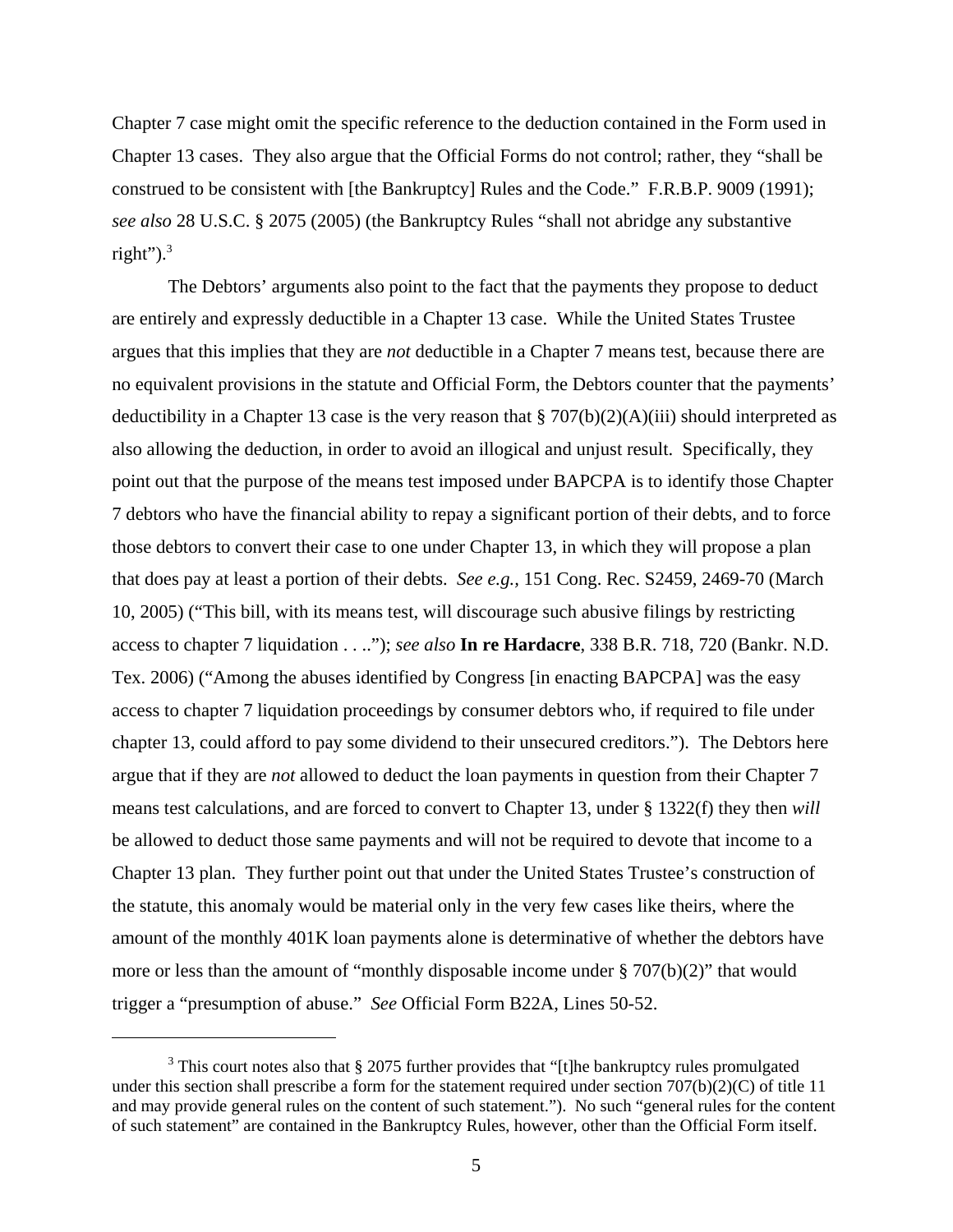Chapter 7 case might omit the specific reference to the deduction contained in the Form used in Chapter 13 cases. They also argue that the Official Forms do not control; rather, they "shall be construed to be consistent with [the Bankruptcy] Rules and the Code." F.R.B.P. 9009 (1991); *see also* 28 U.S.C. § 2075 (2005) (the Bankruptcy Rules "shall not abridge any substantive right").[3]

The Debtors' arguments also point to the fact that the payments they propose to deduct are entirely and expressly deductible in a Chapter 13 case. While the United States Trustee argues that this implies that they are *not* deductible in a Chapter 7 means test, because there are no equivalent provisions in the statute and Official Form, the Debtors counter that the payments' deductibility in a Chapter 13 case is the very reason that § 707(b)(2)(A)(iii) should interpreted as also allowing the deduction, in order to avoid an illogical and unjust result. Specifically, they point out that the purpose of the means test imposed under BAPCPA is to identify those Chapter 7 debtors who have the financial ability to repay a significant portion of their debts, and to force those debtors to convert their case to one under Chapter 13, in which they will propose a plan that does pay at least a portion of their debts. *See e.g.*, 151 Cong. Rec. S2459, 2469-70 (March 10, 2005) ("This bill, with its means test, will discourage such abusive filings by restricting access to chapter 7 liquidation . . .."); *see also* **In re Hardacre**, 338 B.R. 718, 720 (Bankr. N.D. Tex. 2006) ("Among the abuses identified by Congress [in enacting BAPCPA] was the easy access to chapter 7 liquidation proceedings by consumer debtors who, if required to file under chapter 13, could afford to pay some dividend to their unsecured creditors."). The Debtors here argue that if they are *not* allowed to deduct the loan payments in question from their Chapter 7 means test calculations, and are forced to convert to Chapter 13, under § 1322(f) they then *will* be allowed to deduct those same payments and will not be required to devote that income to a Chapter 13 plan. They further point out that under the United States Trustee's construction of the statute, this anomaly would be material only in the very few cases like theirs, where the amount of the monthly 401K loan payments alone is determinative of whether the debtors have more or less than the amount of "monthly disposable income under § 707(b)(2)" that would trigger a "presumption of abuse." *See* Official Form B22A, Lines 50-52.

---

[3] This court notes also that § 2075 further provides that "[t]he bankruptcy rules promulgated under this section shall prescribe a form for the statement required under section 707(b)(2)(C) of title 11 and may provide general rules on the content of such statement."). No such "general rules for the content of such statement" are contained in the Bankruptcy Rules, however, other than the Official Form itself.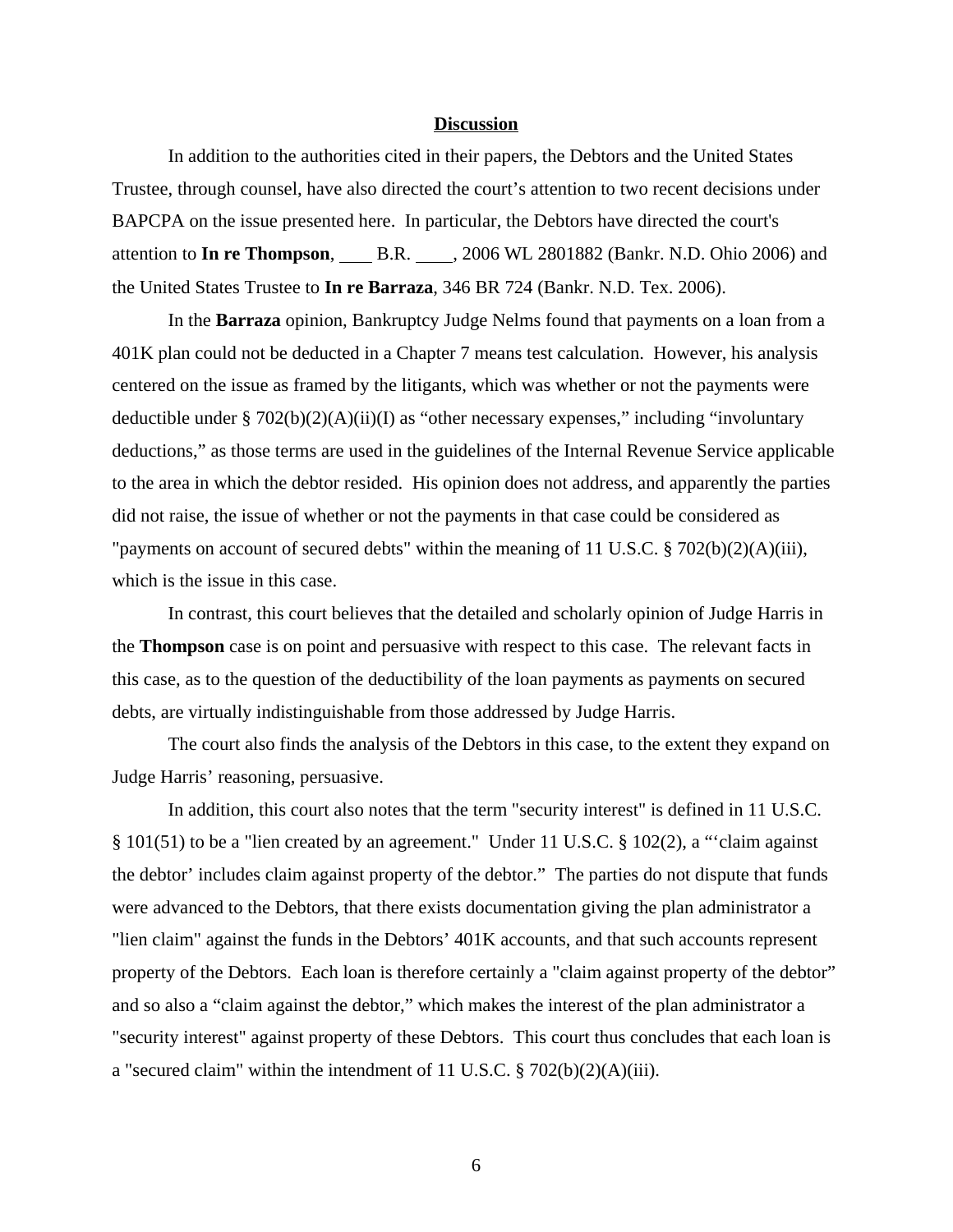**Discussion**

In addition to the authorities cited in their papers, the Debtors and the United States Trustee, through counsel, have also directed the court's attention to two recent decisions under BAPCPA on the issue presented here. In particular, the Debtors have directed the court's attention to **In re Thompson**, ___ B.R. ____, 2006 WL 2801882 (Bankr. N.D. Ohio 2006) and the United States Trustee to **In re Barraza**, 346 BR 724 (Bankr. N.D. Tex. 2006).

In the **Barraza** opinion, Bankruptcy Judge Nelms found that payments on a loan from a 401K plan could not be deducted in a Chapter 7 means test calculation. However, his analysis centered on the issue as framed by the litigants, which was whether or not the payments were deductible under § 702(b)(2)(A)(ii)(I) as "other necessary expenses," including "involuntary deductions," as those terms are used in the guidelines of the Internal Revenue Service applicable to the area in which the debtor resided. His opinion does not address, and apparently the parties did not raise, the issue of whether or not the payments in that case could be considered as "payments on account of secured debts" within the meaning of 11 U.S.C. § 702(b)(2)(A)(iii), which is the issue in this case.

In contrast, this court believes that the detailed and scholarly opinion of Judge Harris in the **Thompson** case is on point and persuasive with respect to this case. The relevant facts in this case, as to the question of the deductibility of the loan payments as payments on secured debts, are virtually indistinguishable from those addressed by Judge Harris.

The court also finds the analysis of the Debtors in this case, to the extent they expand on Judge Harris' reasoning, persuasive.

In addition, this court also notes that the term "security interest" is defined in 11 U.S.C. § 101(51) to be a "lien created by an agreement." Under 11 U.S.C. § 102(2), a "'claim against the debtor' includes claim against property of the debtor." The parties do not dispute that funds were advanced to the Debtors, that there exists documentation giving the plan administrator a "lien claim" against the funds in the Debtors' 401K accounts, and that such accounts represent property of the Debtors. Each loan is therefore certainly a "claim against property of the debtor" and so also a "claim against the debtor," which makes the interest of the plan administrator a "security interest" against property of these Debtors. This court thus concludes that each loan is a "secured claim" within the intendment of 11 U.S.C. § 702(b)(2)(A)(iii).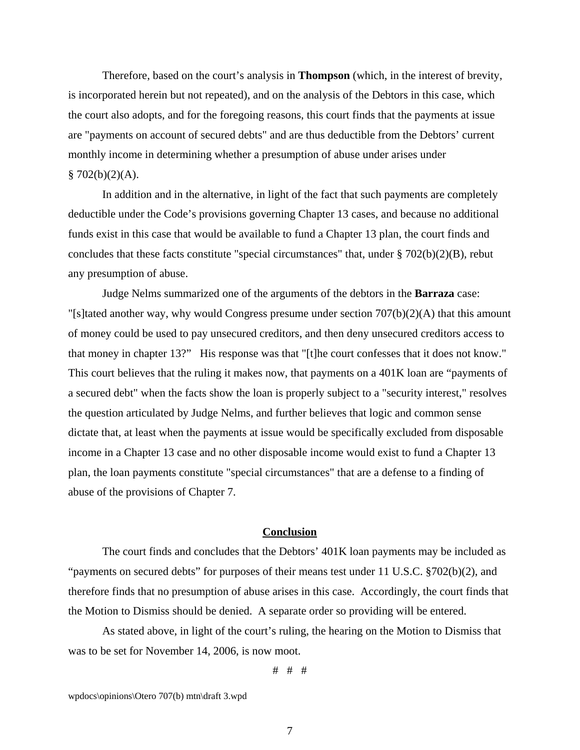Therefore, based on the court's analysis in **Thompson** (which, in the interest of brevity, is incorporated herein but not repeated), and on the analysis of the Debtors in this case, which the court also adopts, and for the foregoing reasons, this court finds that the payments at issue are "payments on account of secured debts" and are thus deductible from the Debtors' current monthly income in determining whether a presumption of abuse under arises under § 702(b)(2)(A).

In addition and in the alternative, in light of the fact that such payments are completely deductible under the Code's provisions governing Chapter 13 cases, and because no additional funds exist in this case that would be available to fund a Chapter 13 plan, the court finds and concludes that these facts constitute "special circumstances" that, under § 702(b)(2)(B), rebut any presumption of abuse.

Judge Nelms summarized one of the arguments of the debtors in the **Barraza** case: "[s]tated another way, why would Congress presume under section 707(b)(2)(A) that this amount of money could be used to pay unsecured creditors, and then deny unsecured creditors access to that money in chapter 13?" His response was that "[t]he court confesses that it does not know." This court believes that the ruling it makes now, that payments on a 401K loan are "payments of a secured debt" when the facts show the loan is properly subject to a "security interest," resolves the question articulated by Judge Nelms, and further believes that logic and common sense dictate that, at least when the payments at issue would be specifically excluded from disposable income in a Chapter 13 case and no other disposable income would exist to fund a Chapter 13 plan, the loan payments constitute "special circumstances" that are a defense to a finding of abuse of the provisions of Chapter 7.

## Conclusion

The court finds and concludes that the Debtors' 401K loan payments may be included as "payments on secured debts" for purposes of their means test under 11 U.S.C. §702(b)(2), and therefore finds that no presumption of abuse arises in this case. Accordingly, the court finds that the Motion to Dismiss should be denied. A separate order so providing will be entered.

As stated above, in light of the court's ruling, the hearing on the Motion to Dismiss that was to be set for November 14, 2006, is now moot.

# # #

wpdocs\opinions\Otero 707(b) mtn\draft 3.wpd